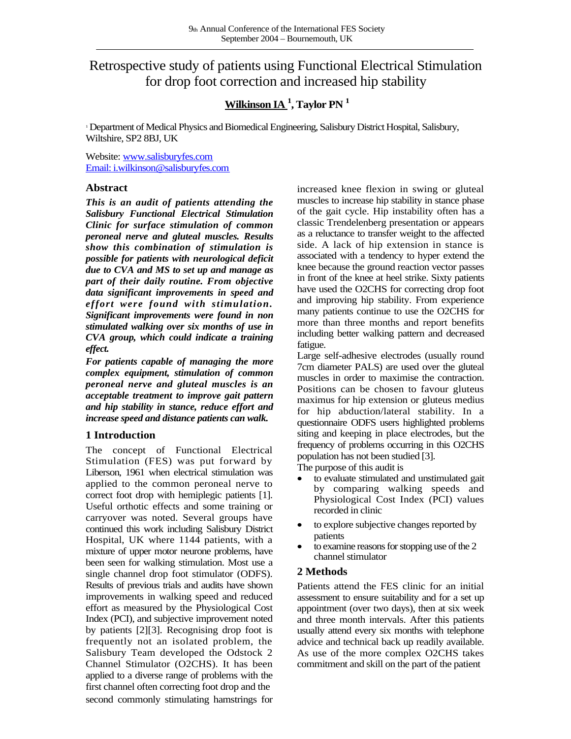# Retrospective study of patients using Functional Electrical Stimulation for drop foot correction and increased hip stability

**Wilkinson IA [1], Taylor PN [1]**

[1] Department of Medical Physics and Biomedical Engineering, Salisbury District Hospital, Salisbury, Wiltshire, SP2 8BJ, UK

Website: www.salisburyfes.com
Email: i.wilkinson@salisburyfes.com

## Abstract

***This is an audit of patients attending the Salisbury Functional Electrical Stimulation Clinic for surface stimulation of common peroneal nerve and gluteal muscles. Results show this combination of stimulation is possible for patients with neurological deficit due to CVA and MS to set up and manage as part of their daily routine. From objective data significant improvements in speed and effort were found with stimulation. Significant improvements were found in non stimulated walking over six months of use in CVA group, which could indicate a training effect.***

***For patients capable of managing the more complex equipment, stimulation of common peroneal nerve and gluteal muscles is an acceptable treatment to improve gait pattern and hip stability in stance, reduce effort and increase speed and distance patients can walk.***

## 1 Introduction

The concept of Functional Electrical Stimulation (FES) was put forward by Liberson, 1961 when electrical stimulation was applied to the common peroneal nerve to correct foot drop with hemiplegic patients [1]. Useful orthotic effects and some training or carryover was noted. Several groups have continued this work including Salisbury District Hospital, UK where 1144 patients, with a mixture of upper motor neurone problems, have been seen for walking stimulation. Most use a single channel drop foot stimulator (ODFS). Results of previous trials and audits have shown improvements in walking speed and reduced effort as measured by the Physiological Cost Index (PCI), and subjective improvement noted by patients [2][3]. Recognising drop foot is frequently not an isolated problem, the Salisbury Team developed the Odstock 2 Channel Stimulator (O2CHS). It has been applied to a diverse range of problems with the first channel often correcting foot drop and the second commonly stimulating hamstrings for increased knee flexion in swing or gluteal muscles to increase hip stability in stance phase of the gait cycle. Hip instability often has a classic Trendelenberg presentation or appears as a reluctance to transfer weight to the affected side. A lack of hip extension in stance is associated with a tendency to hyper extend the knee because the ground reaction vector passes in front of the knee at heel strike. Sixty patients have used the O2CHS for correcting drop foot and improving hip stability. From experience many patients continue to use the O2CHS for more than three months and report benefits including better walking pattern and decreased fatigue.

Large self-adhesive electrodes (usually round 7cm diameter PALS) are used over the gluteal muscles in order to maximise the contraction. Positions can be chosen to favour gluteus maximus for hip extension or gluteus medius for hip abduction/lateral stability. In a questionnaire ODFS users highlighted problems siting and keeping in place electrodes, but the frequency of problems occurring in this O2CHS population has not been studied [3].

The purpose of this audit is

- to evaluate stimulated and unstimulated gait by comparing walking speeds and Physiological Cost Index (PCI) values recorded in clinic
- to explore subjective changes reported by patients
- to examine reasons for stopping use of the 2 channel stimulator

## 2 Methods

Patients attend the FES clinic for an initial assessment to ensure suitability and for a set up appointment (over two days), then at six week and three month intervals. After this patients usually attend every six months with telephone advice and technical back up readily available. As use of the more complex O2CHS takes commitment and skill on the part of the patient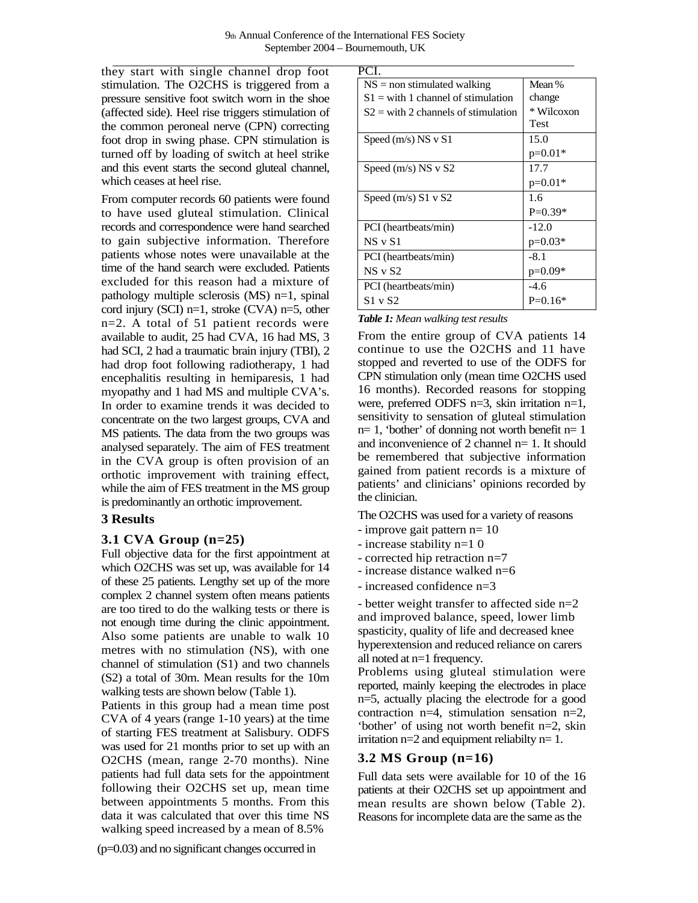they start with single channel drop foot stimulation. The O2CHS is triggered from a pressure sensitive foot switch worn in the shoe (affected side). Heel rise triggers stimulation of the common peroneal nerve (CPN) correcting foot drop in swing phase. CPN stimulation is turned off by loading of switch at heel strike and this event starts the second gluteal channel, which ceases at heel rise.

From computer records 60 patients were found to have used gluteal stimulation. Clinical records and correspondence were hand searched to gain subjective information. Therefore patients whose notes were unavailable at the time of the hand search were excluded. Patients excluded for this reason had a mixture of pathology multiple sclerosis (MS) n=1, spinal cord injury (SCI) n=1, stroke (CVA) n=5, other n=2. A total of 51 patient records were available to audit, 25 had CVA, 16 had MS, 3 had SCI, 2 had a traumatic brain injury (TBI), 2 had drop foot following radiotherapy, 1 had encephalitis resulting in hemiparesis, 1 had myopathy and 1 had MS and multiple CVA's. In order to examine trends it was decided to concentrate on the two largest groups, CVA and MS patients. The data from the two groups was analysed separately. The aim of FES treatment in the CVA group is often provision of an orthotic improvement with training effect, while the aim of FES treatment in the MS group is predominantly an orthotic improvement.

## 3 Results

### 3.1 CVA Group (n=25)

Full objective data for the first appointment at which O2CHS was set up, was available for 14 of these 25 patients. Lengthy set up of the more complex 2 channel system often means patients are too tired to do the walking tests or there is not enough time during the clinic appointment. Also some patients are unable to walk 10 metres with no stimulation (NS), with one channel of stimulation (S1) and two channels (S2) a total of 30m. Mean results for the 10m walking tests are shown below (Table 1).

Patients in this group had a mean time post CVA of 4 years (range 1-10 years) at the time of starting FES treatment at Salisbury. ODFS was used for 21 months prior to set up with an O2CHS (mean, range 2-70 months). Nine patients had full data sets for the appointment following their O2CHS set up, mean time between appointments 5 months. From this data it was calculated that over this time NS walking speed increased by a mean of 8.5% (p=0.03) and no significant changes occurred in PCI.

| NS = non stimulated walking<br>S1 = with 1 channel of stimulation<br>S2 = with 2 channels of stimulation | Mean % change<br>* Wilcoxon Test |
|---|---|
| Speed (m/s) NS v S1 | 15.0<br>p=0.01* |
| Speed (m/s) NS v S2 | 17.7<br>p=0.01* |
| Speed (m/s) S1 v S2 | 1.6<br>P=0.39* |
| PCI (heartbeats/min)<br>NS v S1 | -12.0<br>p=0.03* |
| PCI (heartbeats/min)<br>NS v S2 | -8.1<br>p=0.09* |
| PCI (heartbeats/min)<br>S1 v S2 | -4.6<br>P=0.16* |

***Table 1:** Mean walking test results*

From the entire group of CVA patients 14 continue to use the O2CHS and 11 have stopped and reverted to use of the ODFS for CPN stimulation only (mean time O2CHS used 16 months). Recorded reasons for stopping were, preferred ODFS n=3, skin irritation n=1, sensitivity to sensation of gluteal stimulation n= 1, 'bother' of donning not worth benefit n= 1 and inconvenience of 2 channel n= 1. It should be remembered that subjective information gained from patient records is a mixture of patients' and clinicians' opinions recorded by the clinician.

The O2CHS was used for a variety of reasons
- improve gait pattern n= 10
- increase stability n=1 0
- corrected hip retraction n=7
- increase distance walked n=6
- increased confidence n=3
- better weight transfer to affected side n=2 and improved balance, speed, lower limb spasticity, quality of life and decreased knee hyperextension and reduced reliance on carers all noted at n=1 frequency.

Problems using gluteal stimulation were reported, mainly keeping the electrodes in place n=5, actually placing the electrode for a good contraction n=4, stimulation sensation n=2, 'bother' of using not worth benefit n=2, skin irritation n=2 and equipment reliabilty n= 1.

### 3.2 MS Group (n=16)

Full data sets were available for 10 of the 16 patients at their O2CHS set up appointment and mean results are shown below (Table 2). Reasons for incomplete data are the same as the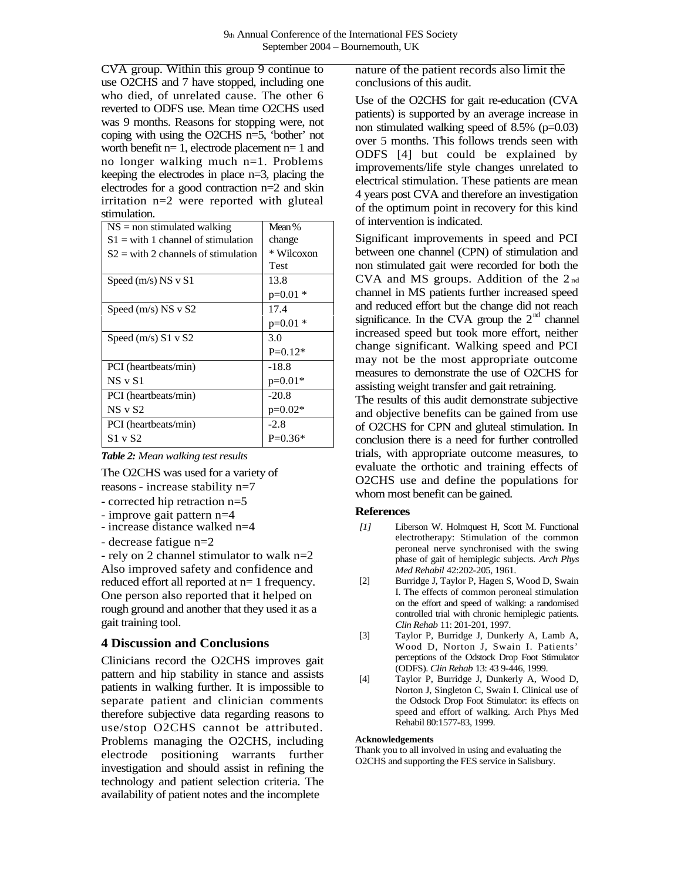CVA group. Within this group 9 continue to use O2CHS and 7 have stopped, including one who died, of unrelated cause. The other 6 reverted to ODFS use. Mean time O2CHS used was 9 months. Reasons for stopping were, not coping with using the O2CHS n=5, 'bother' not worth benefit n= 1, electrode placement n= 1 and no longer walking much n=1. Problems keeping the electrodes in place n=3, placing the electrodes for a good contraction n=2 and skin irritation n=2 were reported with gluteal stimulation.

| NS = non stimulated walking<br>S1 = with 1 channel of stimulation<br>S2 = with 2 channels of stimulation | Mean % change<br>* Wilcoxon Test |
|---|---|
| Speed (m/s) NS v S1 | 13.8<br>p=0.01 * |
| Speed (m/s) NS v S2 | 17.4<br>p=0.01 * |
| Speed (m/s) S1 v S2 | 3.0<br>P=0.12* |
| PCI (heartbeats/min)<br>NS v S1 | -18.8<br>p=0.01* |
| PCI (heartbeats/min)<br>NS v S2 | -20.8<br>p=0.02* |
| PCI (heartbeats/min)<br>S1 v S2 | -2.8<br>P=0.36* |

***Table 2:*** *Mean walking test results*

The O2CHS was used for a variety of reasons - increase stability n=7

- corrected hip retraction n=5
- improve gait pattern n=4
- increase distance walked n=4
- decrease fatigue n=2
- rely on 2 channel stimulator to walk n=2

Also improved safety and confidence and reduced effort all reported at n= 1 frequency. One person also reported that it helped on rough ground and another that they used it as a gait training tool.

## 4 Discussion and Conclusions

Clinicians record the O2CHS improves gait pattern and hip stability in stance and assists patients in walking further. It is impossible to separate patient and clinician comments therefore subjective data regarding reasons to use/stop O2CHS cannot be attributed. Problems managing the O2CHS, including electrode positioning warrants further investigation and should assist in refining the technology and patient selection criteria. The availability of patient notes and the incomplete nature of the patient records also limit the conclusions of this audit.

Use of the O2CHS for gait re-education (CVA patients) is supported by an average increase in non stimulated walking speed of 8.5% (p=0.03) over 5 months. This follows trends seen with ODFS [4] but could be explained by improvements/life style changes unrelated to electrical stimulation. These patients are mean 4 years post CVA and therefore an investigation of the optimum point in recovery for this kind of intervention is indicated.

Significant improvements in speed and PCI between one channel (CPN) of stimulation and non stimulated gait were recorded for both the CVA and MS groups. Addition of the 2nd channel in MS patients further increased speed and reduced effort but the change did not reach significance. In the CVA group the 2nd channel increased speed but took more effort, neither change significant. Walking speed and PCI may not be the most appropriate outcome measures to demonstrate the use of O2CHS for assisting weight transfer and gait retraining.

The results of this audit demonstrate subjective and objective benefits can be gained from use of O2CHS for CPN and gluteal stimulation. In conclusion there is a need for further controlled trials, with appropriate outcome measures, to evaluate the orthotic and training effects of O2CHS use and define the populations for whom most benefit can be gained.

### References

[1] Liberson W. Holmquest H, Scott M. Functional electrotherapy: Stimulation of the common peroneal nerve synchronised with the swing phase of gait of hemiplegic subjects. *Arch Phys Med Rehabil* 42:202-205, 1961.

[2] Burridge J, Taylor P, Hagen S, Wood D, Swain I. The effects of common peroneal stimulation on the effort and speed of walking: a randomised controlled trial with chronic hemiplegic patients. *Clin Rehab* 11: 201-201, 1997.

[3] Taylor P, Burridge J, Dunkerly A, Lamb A, Wood D, Norton J, Swain I. Patients' perceptions of the Odstock Drop Foot Stimulator (ODFS). *Clin Rehab* 13: 43 9-446, 1999.

[4] Taylor P, Burridge J, Dunkerly A, Wood D, Norton J, Singleton C, Swain I. Clinical use of the Odstock Drop Foot Stimulator: its effects on speed and effort of walking. Arch Phys Med Rehabil 80:1577-83, 1999.

#### Acknowledgements

Thank you to all involved in using and evaluating the O2CHS and supporting the FES service in Salisbury.